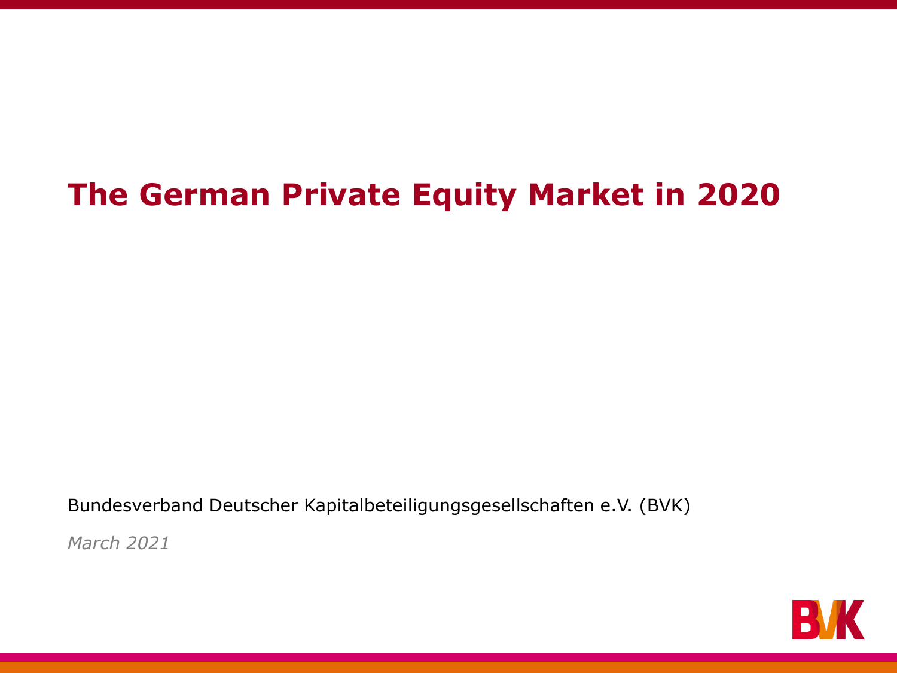# The German Private Equity Market in 2020

Bundesverband Deutscher Kapitalbeteiligungsgesellschaften e.V. (BVK)

*March 2021*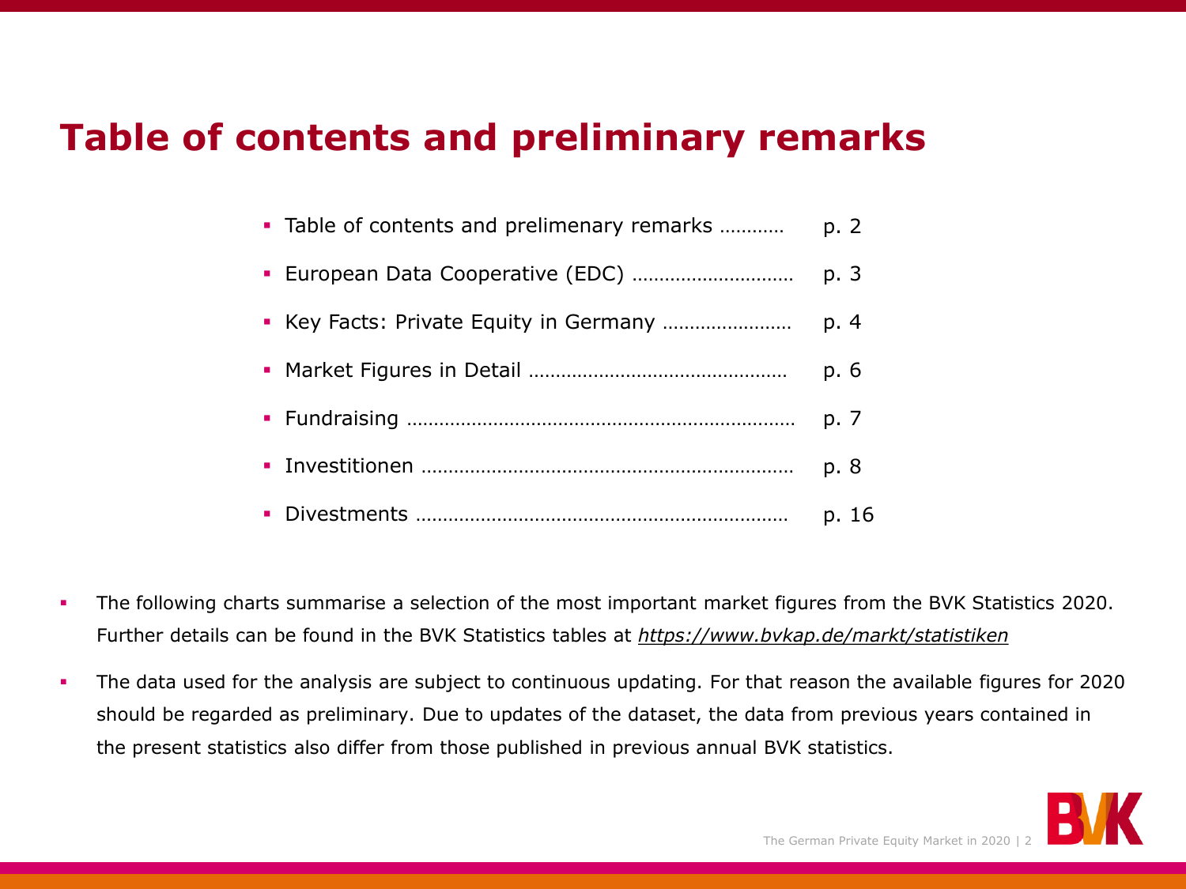# Table of contents and preliminary remarks

- Table of contents and prelimenary remarks ………… p. 2
- European Data Cooperative (EDC) ……………………… p. 3
- Key Facts: Private Equity in Germany …………………… p. 4
- Market Figures in Detail ………………………………………… p. 6
- Fundraising ……………………………………………………………… p. 7
- Investitionen …………………………………………………………… p. 8
- Divestments …………………………………………………………… p. 16

- The following charts summarise a selection of the most important market figures from the BVK Statistics 2020. Further details can be found in the BVK Statistics tables at *https://www.bvkap.de/markt/statistiken*
- The data used for the analysis are subject to continuous updating. For that reason the available figures for 2020 should be regarded as preliminary. Due to updates of the dataset, the data from previous years contained in the present statistics also differ from those published in previous annual BVK statistics.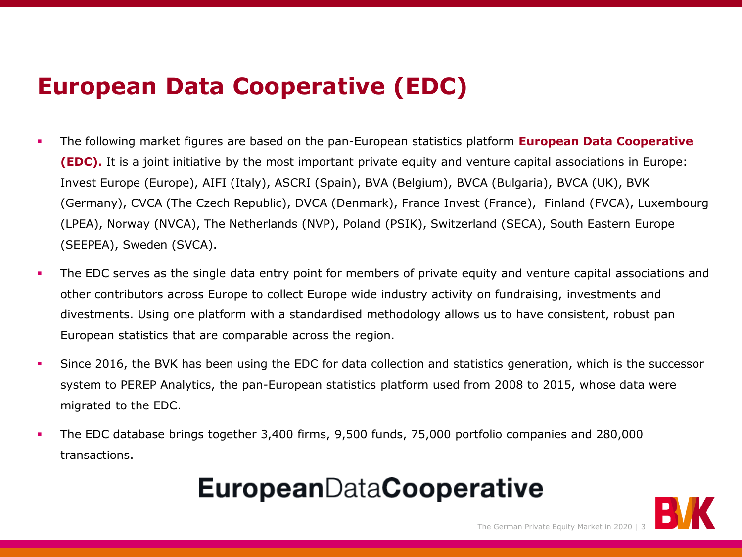# European Data Cooperative (EDC)

- The following market figures are based on the pan-European statistics platform **European Data Cooperative (EDC).** It is a joint initiative by the most important private equity and venture capital associations in Europe: Invest Europe (Europe), AIFI (Italy), ASCRI (Spain), BVA (Belgium), BVCA (Bulgaria), BVCA (UK), BVK (Germany), CVCA (The Czech Republic), DVCA (Denmark), France Invest (France), Finland (FVCA), Luxembourg (LPEA), Norway (NVCA), The Netherlands (NVP), Poland (PSIK), Switzerland (SECA), South Eastern Europe (SEEPEA), Sweden (SVCA).
- The EDC serves as the single data entry point for members of private equity and venture capital associations and other contributors across Europe to collect Europe wide industry activity on fundraising, investments and divestments. Using one platform with a standardised methodology allows us to have consistent, robust pan European statistics that are comparable across the region.
- Since 2016, the BVK has been using the EDC for data collection and statistics generation, which is the successor system to PEREP Analytics, the pan-European statistics platform used from 2008 to 2015, whose data were migrated to the EDC.
- The EDC database brings together 3,400 firms, 9,500 funds, 75,000 portfolio companies and 280,000 transactions.

**European**Data**Cooperative**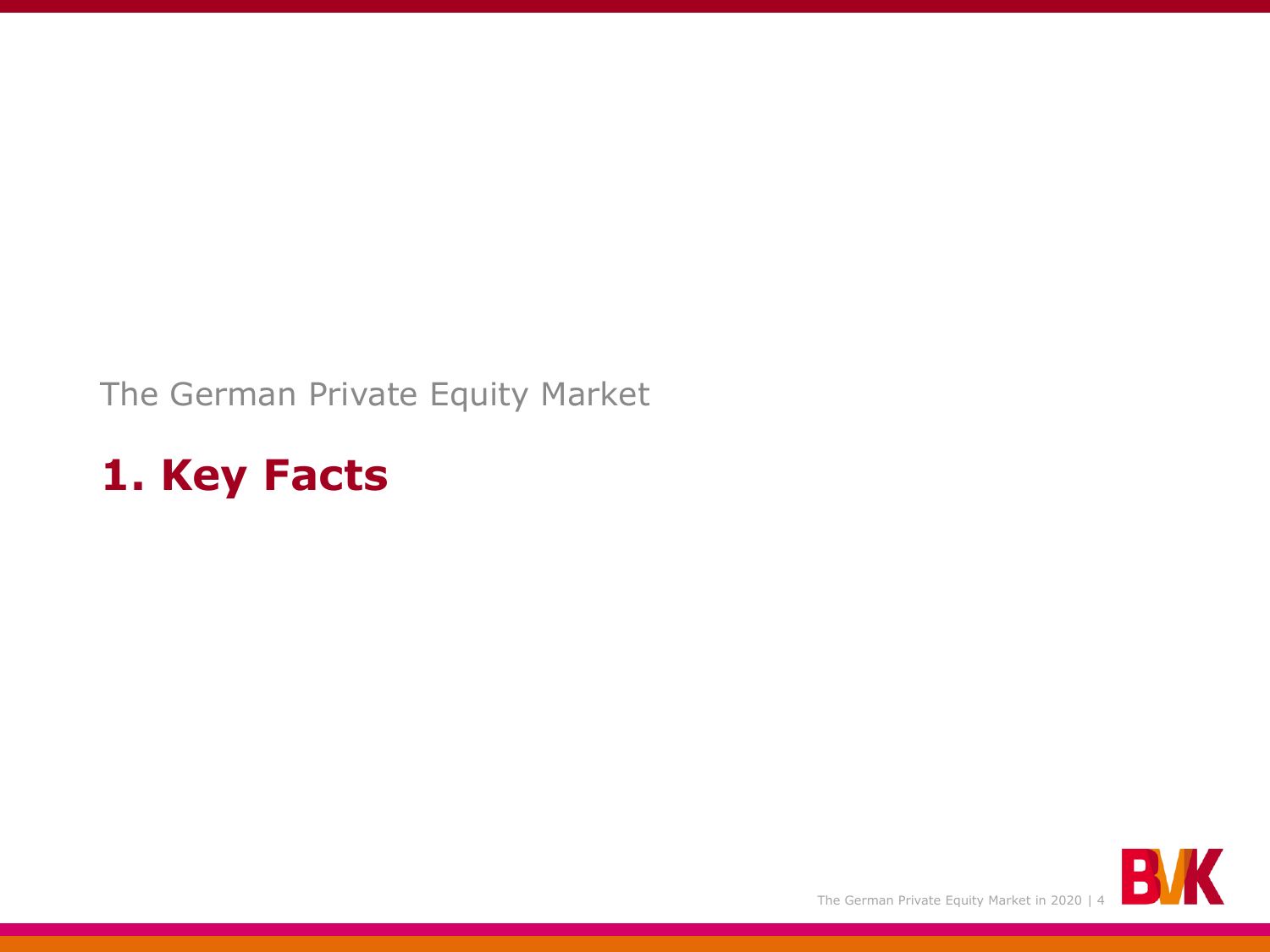The German Private Equity Market

# 1. Key Facts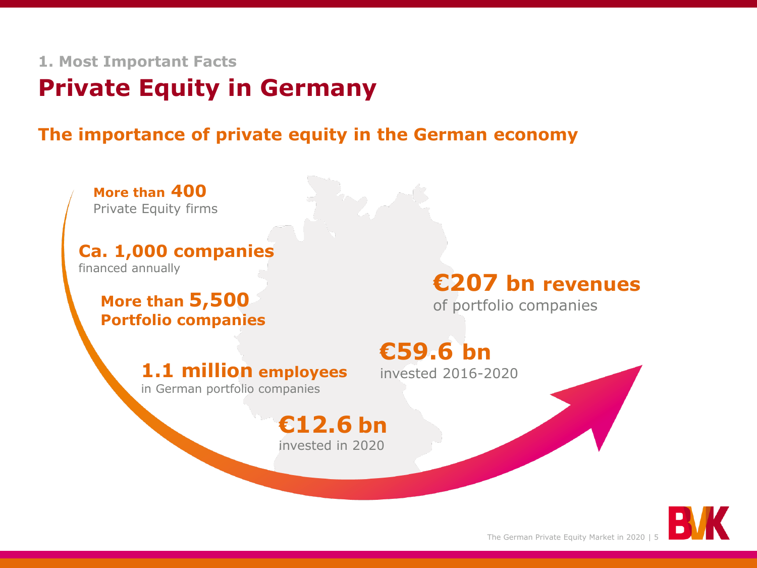1. Most Important Facts

# Private Equity in Germany

## The importance of private equity in the German economy

**More than 400**
Private Equity firms

**Ca. 1,000 companies**
financed annually

**More than 5,500 Portfolio companies**

**1.1 million employees**
in German portfolio companies

**€12.6 bn**
invested in 2020

**€59.6 bn**
invested 2016-2020

**€207 bn revenues**
of portfolio companies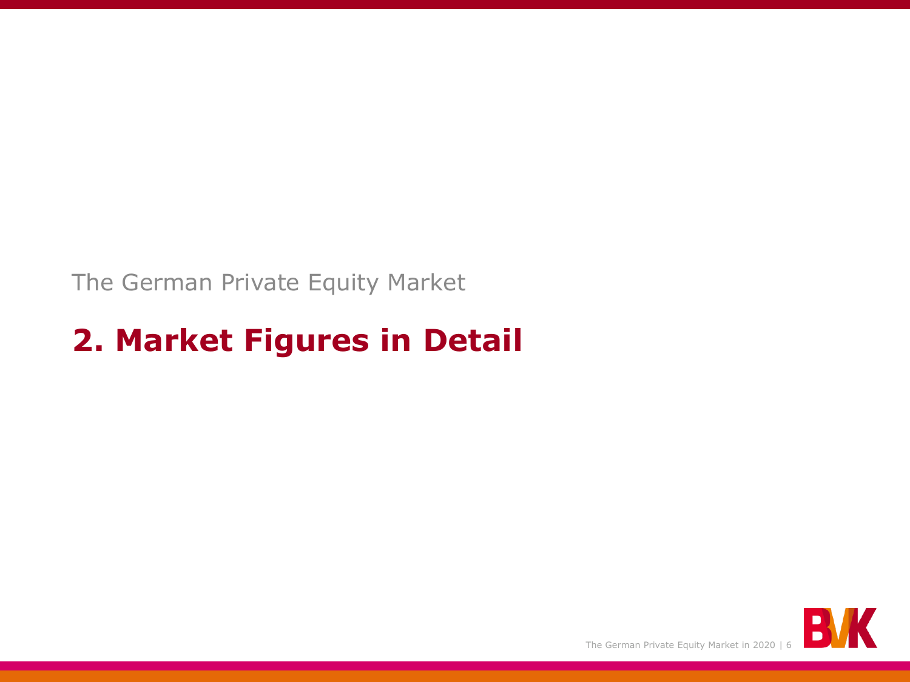The German Private Equity Market

# 2. Market Figures in Detail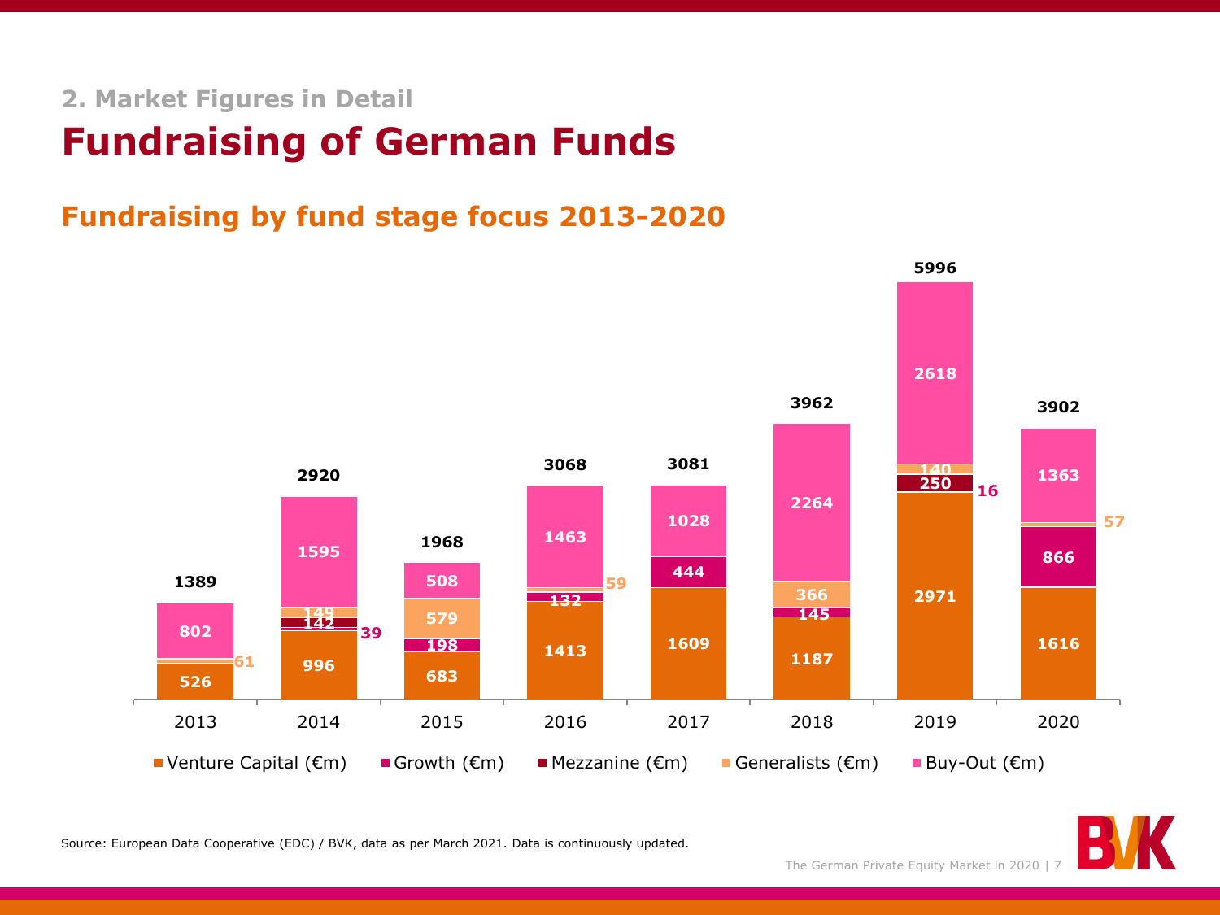## 2. Market Figures in Detail

# Fundraising of German Funds

### Fundraising by fund stage focus 2013-2020

1389
802
61
526

2920
1595
149
142
39
996

1968
508
579
198
683

3068
1463
59
132
1413

3081
1028
444
1609

3962
2264
366
145
1187

5996
2618
140
250
16
2971

3902
1363
57
866
1616

2013 2014 2015 2016 2017 2018 2019 2020

Venture Capital (€m) Growth (€m) Mezzanine (€m) Generalists (€m) Buy-Out (€m)

Source: European Data Cooperative (EDC) / BVK, data as per March 2021. Data is continuously updated.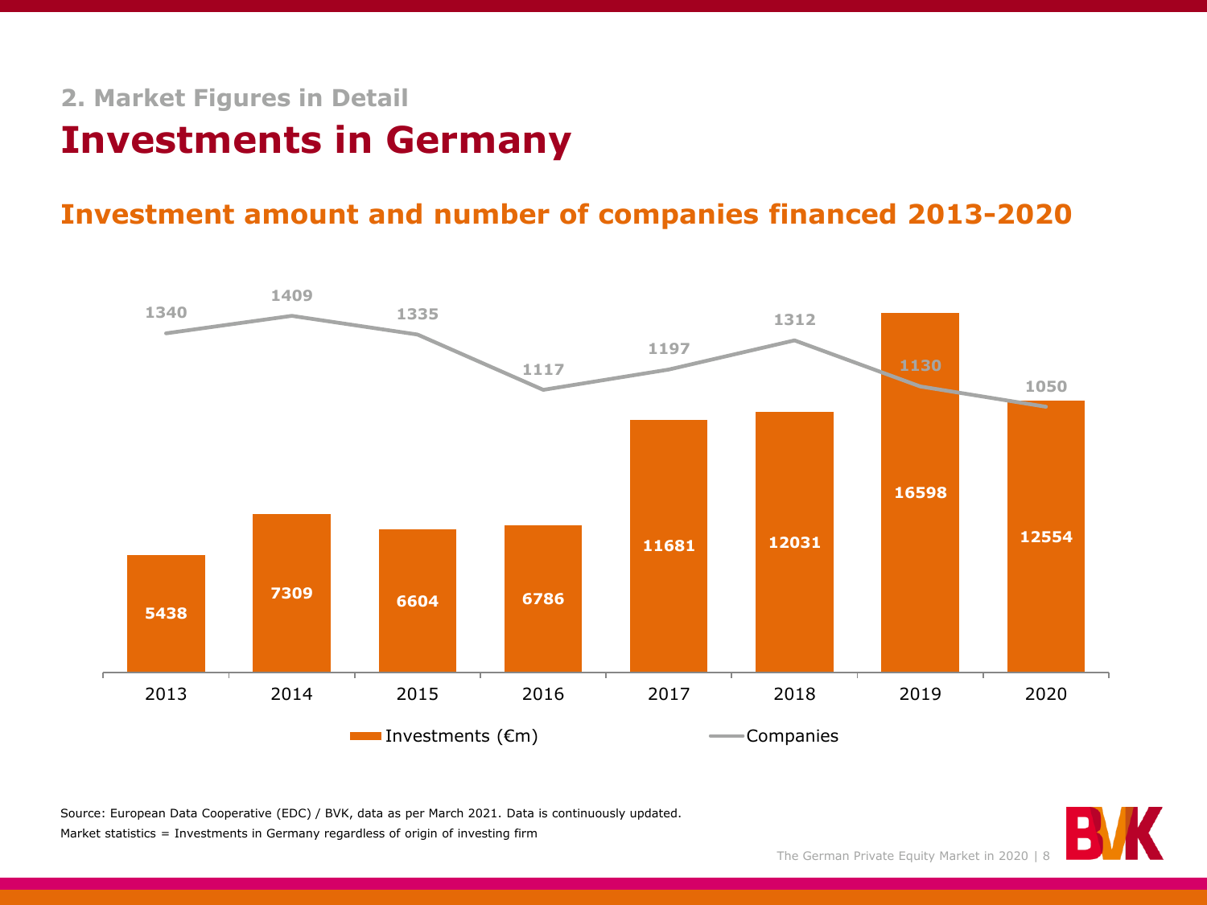## 2. Market Figures in Detail

# Investments in Germany

### Investment amount and number of companies financed 2013-2020

1340
1409
1335
1117
1197
1312
1130
1050

5438
7309
6604
6786
11681
12031
16598
12554

2013
2014
2015
2016
2017
2018
2019
2020

Investments (€m)
Companies

Source: European Data Cooperative (EDC) / BVK, data as per March 2021. Data is continuously updated.

Market statistics = Investments in Germany regardless of origin of investing firm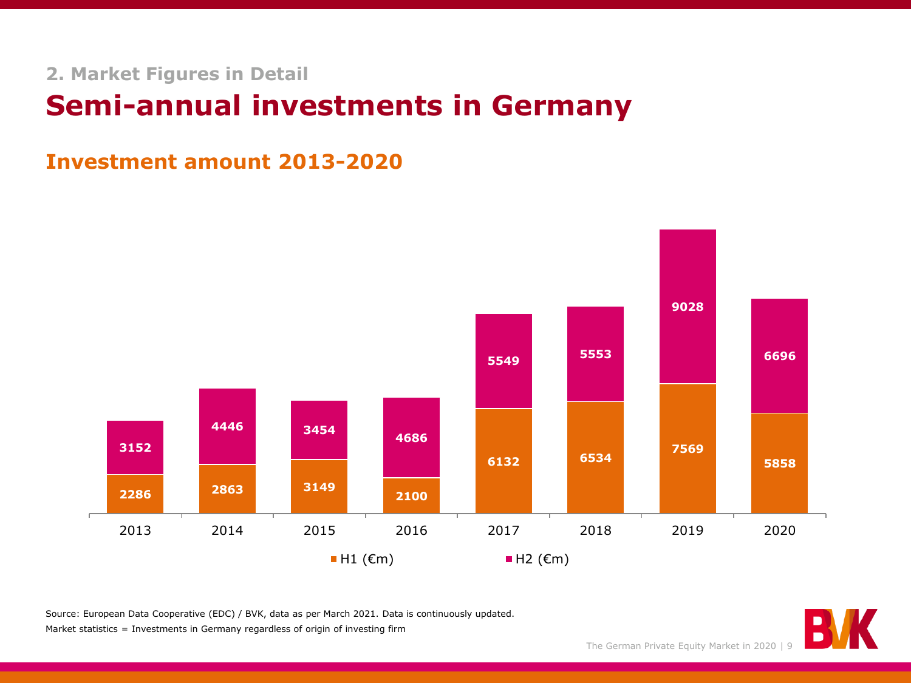## 2. Market Figures in Detail

# Semi-annual investments in Germany

### Investment amount 2013-2020

2013: 2286, 3152
2014: 2863, 4446
2015: 3149, 3454
2016: 2100, 4686
2017: 6132, 5549
2018: 6534, 5553
2019: 7569, 9028
2020: 5858, 6696

H1 (€m)
H2 (€m)

Source: European Data Cooperative (EDC) / BVK, data as per March 2021. Data is continuously updated.

Market statistics = Investments in Germany regardless of origin of investing firm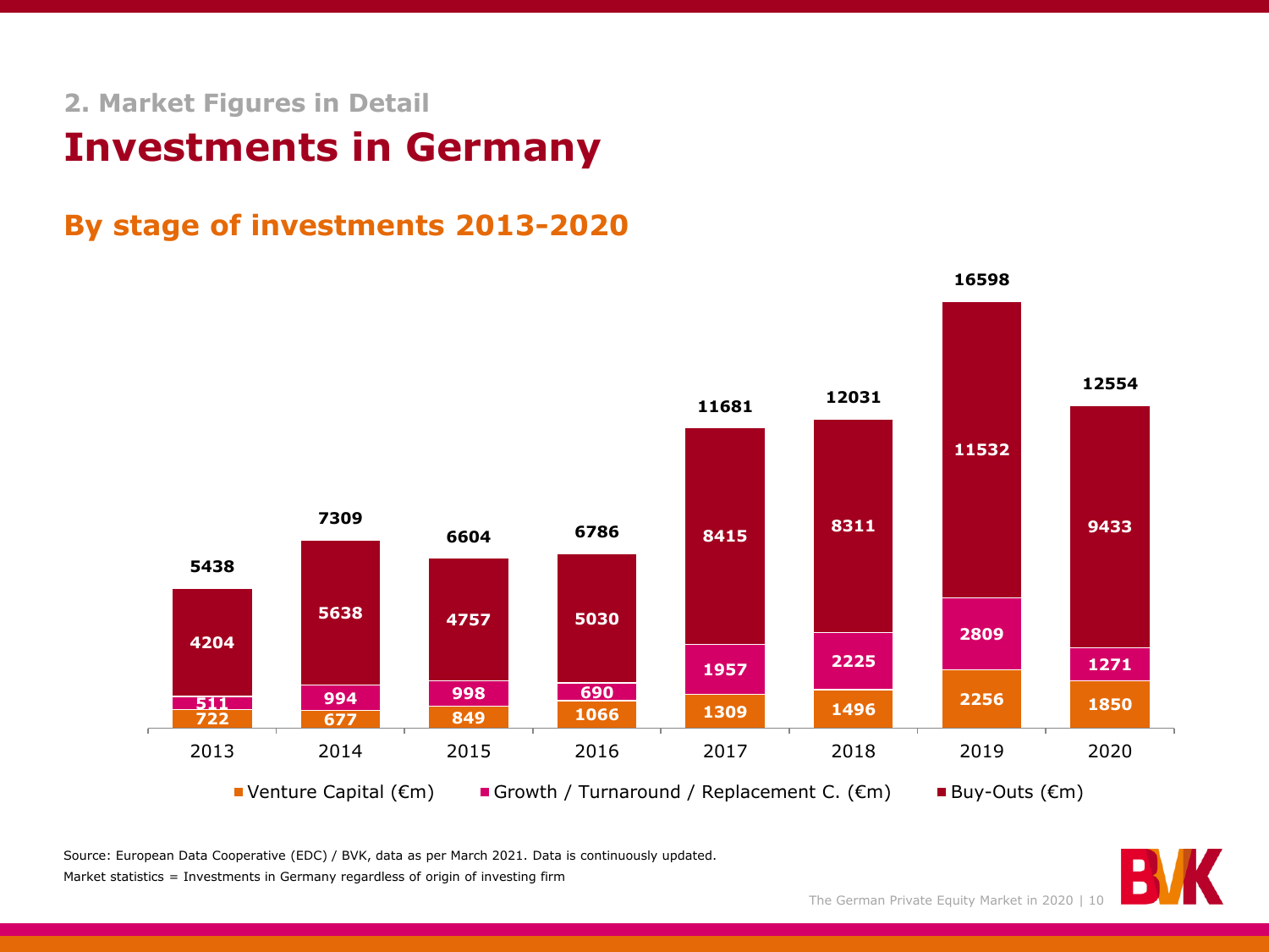## 2. Market Figures in Detail

# Investments in Germany

### By stage of investments 2013-2020

5438
7309
6604
6786
11681
12031
16598
12554

4204
5638
4757
5030
8415
8311
11532
9433

511
994
998
690
1957
2225
2809
1271

722
677
849
1066
1309
1496
2256
1850

2013
2014
2015
2016
2017
2018
2019
2020

Venture Capital (€m)
Growth / Turnaround / Replacement C. (€m)
Buy-Outs (€m)

Source: European Data Cooperative (EDC) / BVK, data as per March 2021. Data is continuously updated.

Market statistics = Investments in Germany regardless of origin of investing firm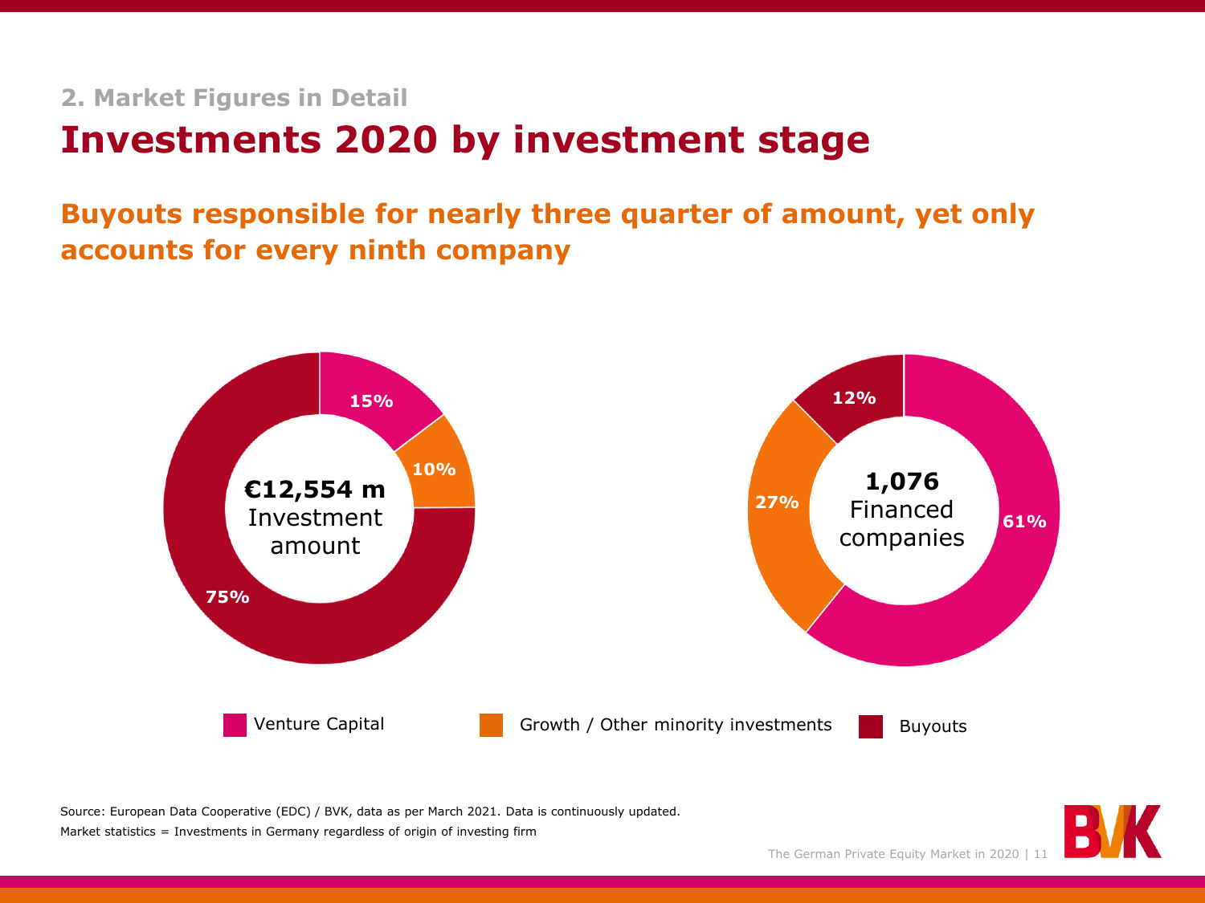## 2. Market Figures in Detail

# Investments 2020 by investment stage

### Buyouts responsible for nearly three quarter of amount, yet only accounts for every ninth company

15%
10%
75%
**€12,554 m**
Investment amount

12%
27%
61%
**1,076**
Financed companies

Venture Capital
Growth / Other minority investments
Buyouts

Source: European Data Cooperative (EDC) / BVK, data as per March 2021. Data is continuously updated.
Market statistics = Investments in Germany regardless of origin of investing firm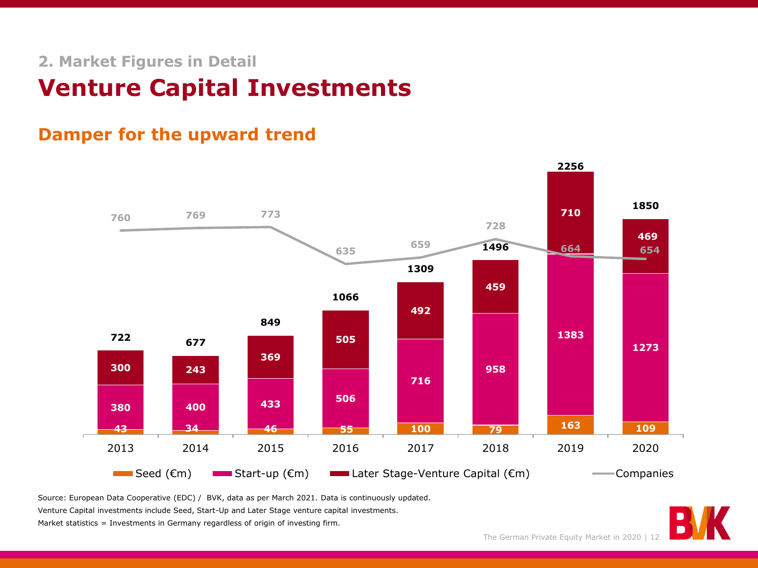## 2. Market Figures in Detail

# Venture Capital Investments

### Damper for the upward trend

2256
1850
760 769 773 728
710
469
664 654
635 659
1496
1309
1066
459
849
492
722 677
505
369
300 243
1383
1273
958
716
506
380 400 433
43 34 46 55 100 79 163 109
2013 2014 2015 2016 2017 2018 2019 2020

Seed (€m) Start-up (€m) Later Stage-Venture Capital (€m) Companies

Source: European Data Cooperative (EDC) / BVK, data as per March 2021. Data is continuously updated.

Venture Capital investments include Seed, Start-Up and Later Stage venture capital investments.

Market statistics = Investments in Germany regardless of origin of investing firm.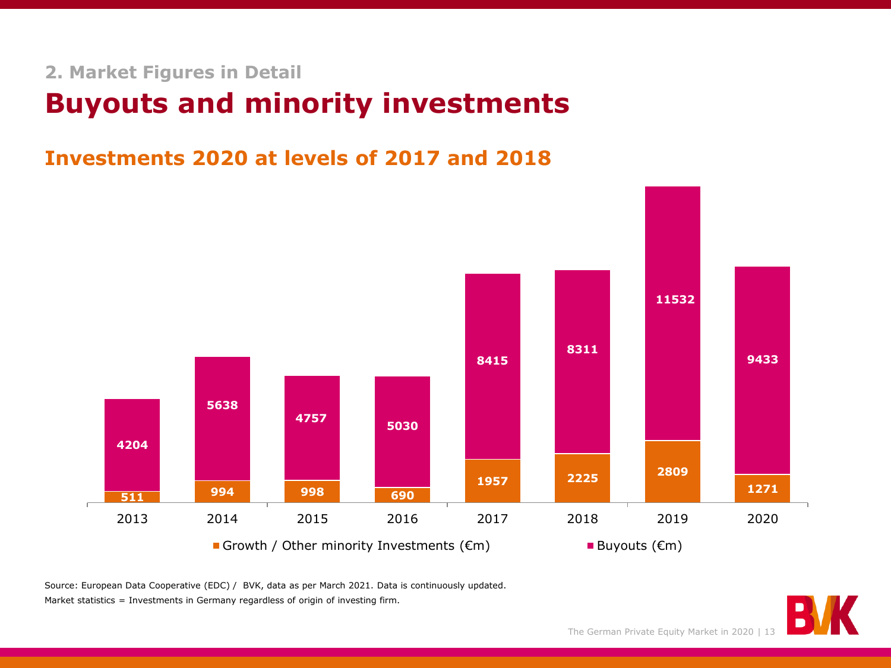2. Market Figures in Detail

# Buyouts and minority investments

## Investments 2020 at levels of 2017 and 2018

4204
511
5638
994
4757
998
5030
690
8415
1957
8311
2225
11532
2809
9433
1271

2013 2014 2015 2016 2017 2018 2019 2020

Growth / Other minority Investments (€m)
Buyouts (€m)

Source: European Data Cooperative (EDC) / BVK, data as per March 2021. Data is continuously updated.
Market statistics = Investments in Germany regardless of origin of investing firm.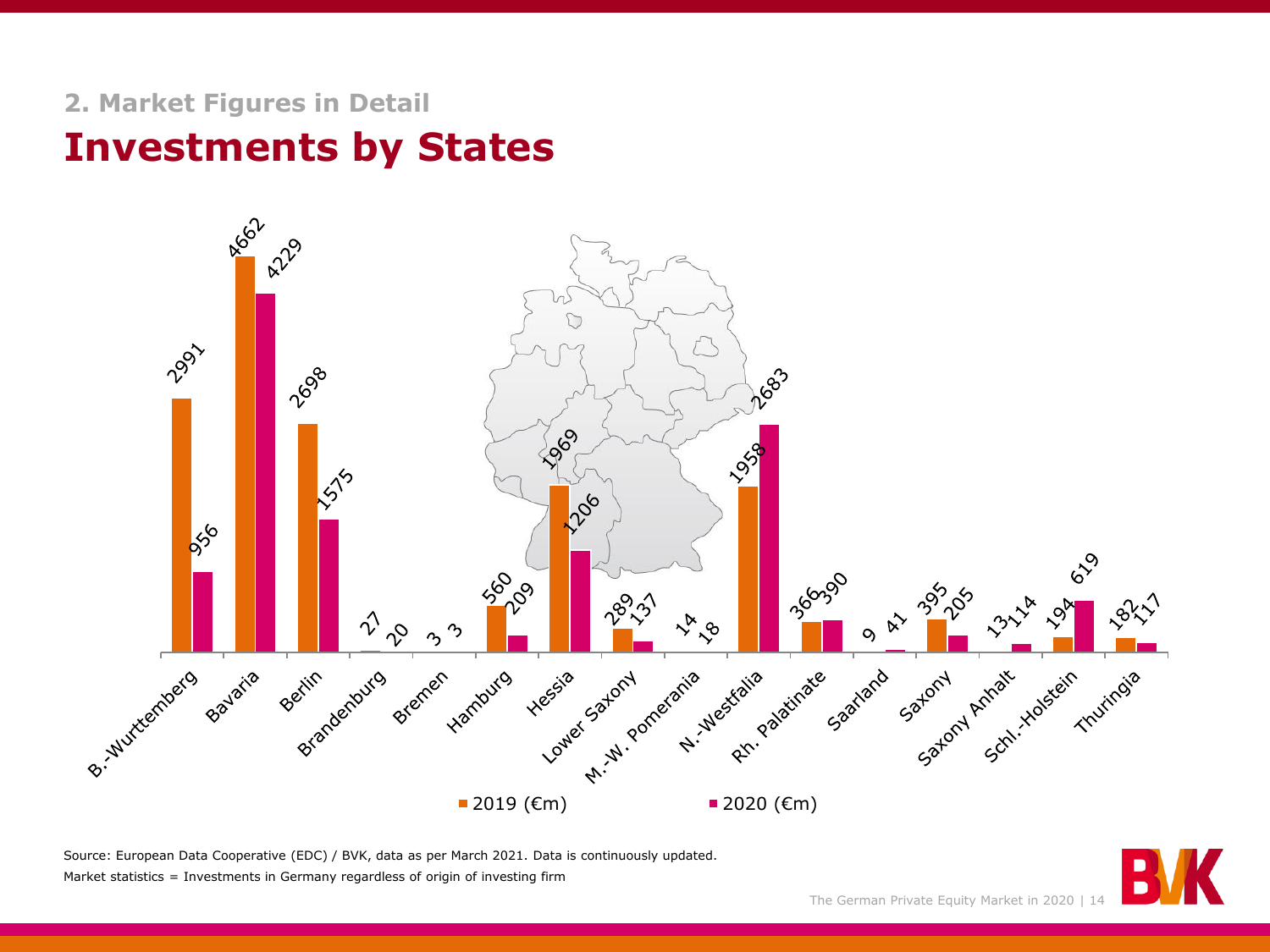## 2. Market Figures in Detail

# Investments by States

4662 4229
2991 956
2698 1575
27 20
3 3
560 209
1969 1206
289 137
14 18
1958 2683
366 390
9 41
395 205
13 114
194 619
182 117

B.-Wurttemberg, Bavaria, Berlin, Brandenburg, Bremen, Hamburg, Hessia, Lower Saxony, M.-W. Pomerania, N.-Westfalia, Rh. Palatinate, Saarland, Saxony, Saxony Anhalt, Schl.-Holstein, Thuringia

2019 (€m)
2020 (€m)

Source: European Data Cooperative (EDC) / BVK, data as per March 2021. Data is continuously updated.

Market statistics = Investments in Germany regardless of origin of investing firm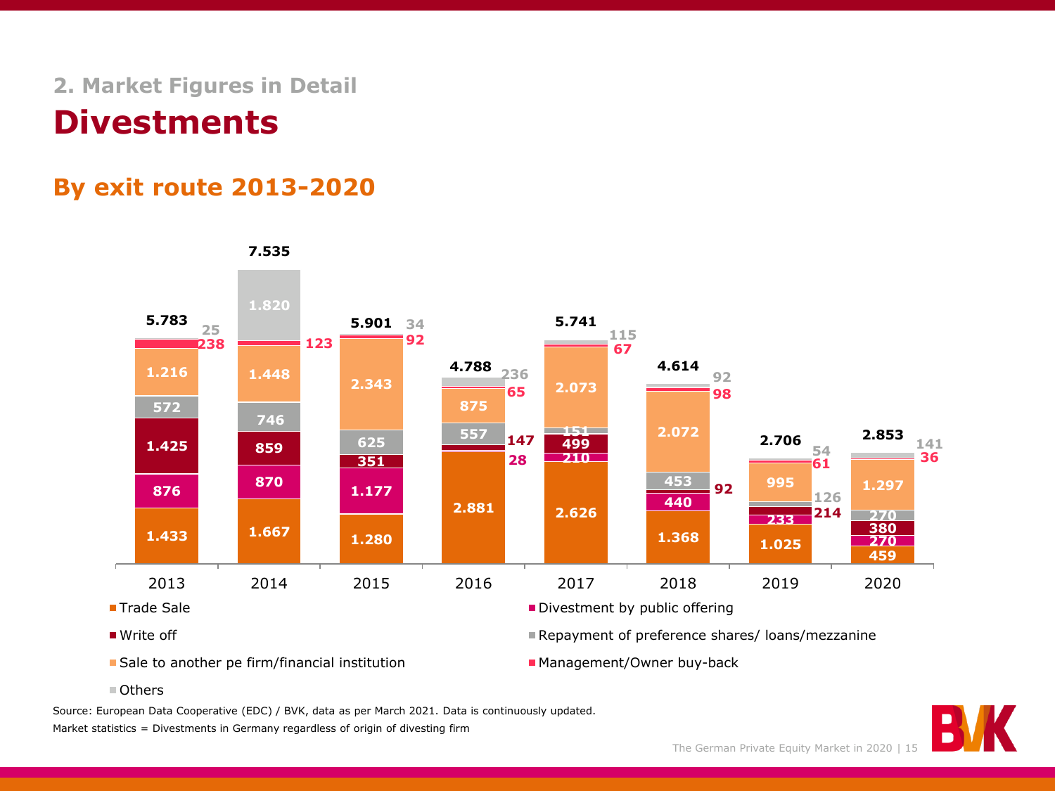## 2. Market Figures in Detail

# Divestments

### By exit route 2013-2020

7.535

5.783 25 238

1.820

5.901 34 92

123

1.216

1.448

2.343

4.788 236 65

5.741 115 67

4.614 92 98

572

746

875

2.073

1.425

859

625

557

147

151

2.072

499

351

28

210

2.706 54 61

2.853 141 36

876

870

1.177

453

92

995

1.297

440

126

2.881

2.626

214

270

1.433

1.667

1.280

1.368

233

380

1.025

270

459

2013 2014 2015 2016 2017 2018 2019 2020

- Trade Sale
- Divestment by public offering
- Write off
- Repayment of preference shares/ loans/mezzanine
- Sale to another pe firm/financial institution
- Management/Owner buy-back
- Others

Source: European Data Cooperative (EDC) / BVK, data as per March 2021. Data is continuously updated.

Market statistics = Divestments in Germany regardless of origin of divesting firm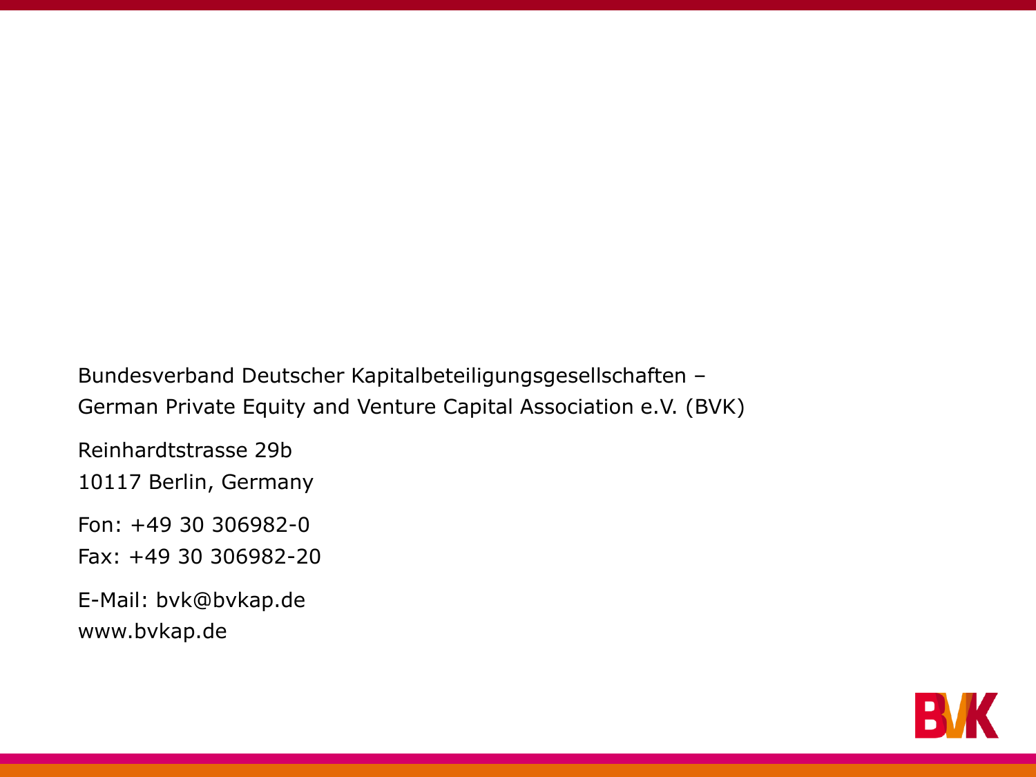Bundesverband Deutscher Kapitalbeteiligungsgesellschaften –
German Private Equity and Venture Capital Association e.V. (BVK)

Reinhardtstrasse 29b
10117 Berlin, Germany

Fon: +49 30 306982-0
Fax: +49 30 306982-20

E-Mail: bvk@bvkap.de
www.bvkap.de